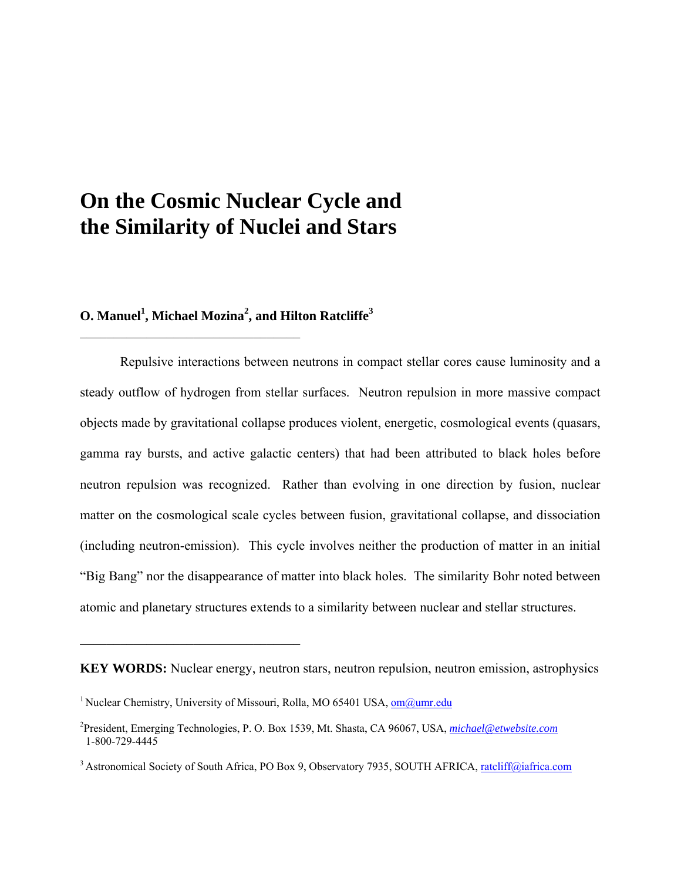# On the Cosmic Nuclear Cycle and the Similarity of Nuclei and Stars

**O. Manuel[1], Michael Mozina[2], and Hilton Ratcliffe[3]**

---

Repulsive interactions between neutrons in compact stellar cores cause luminosity and a steady outflow of hydrogen from stellar surfaces. Neutron repulsion in more massive compact objects made by gravitational collapse produces violent, energetic, cosmological events (quasars, gamma ray bursts, and active galactic centers) that had been attributed to black holes before neutron repulsion was recognized. Rather than evolving in one direction by fusion, nuclear matter on the cosmological scale cycles between fusion, gravitational collapse, and dissociation (including neutron-emission). This cycle involves neither the production of matter in an initial "Big Bang" nor the disappearance of matter into black holes. The similarity Bohr noted between atomic and planetary structures extends to a similarity between nuclear and stellar structures.

---

**KEY WORDS:** Nuclear energy, neutron stars, neutron repulsion, neutron emission, astrophysics

[1] Nuclear Chemistry, University of Missouri, Rolla, MO 65401 USA, om@umr.edu

[2] President, Emerging Technologies, P. O. Box 1539, Mt. Shasta, CA 96067, USA, *michael@etwebsite.com* 1-800-729-4445

[3] Astronomical Society of South Africa, PO Box 9, Observatory 7935, SOUTH AFRICA, ratcliff@iafrica.com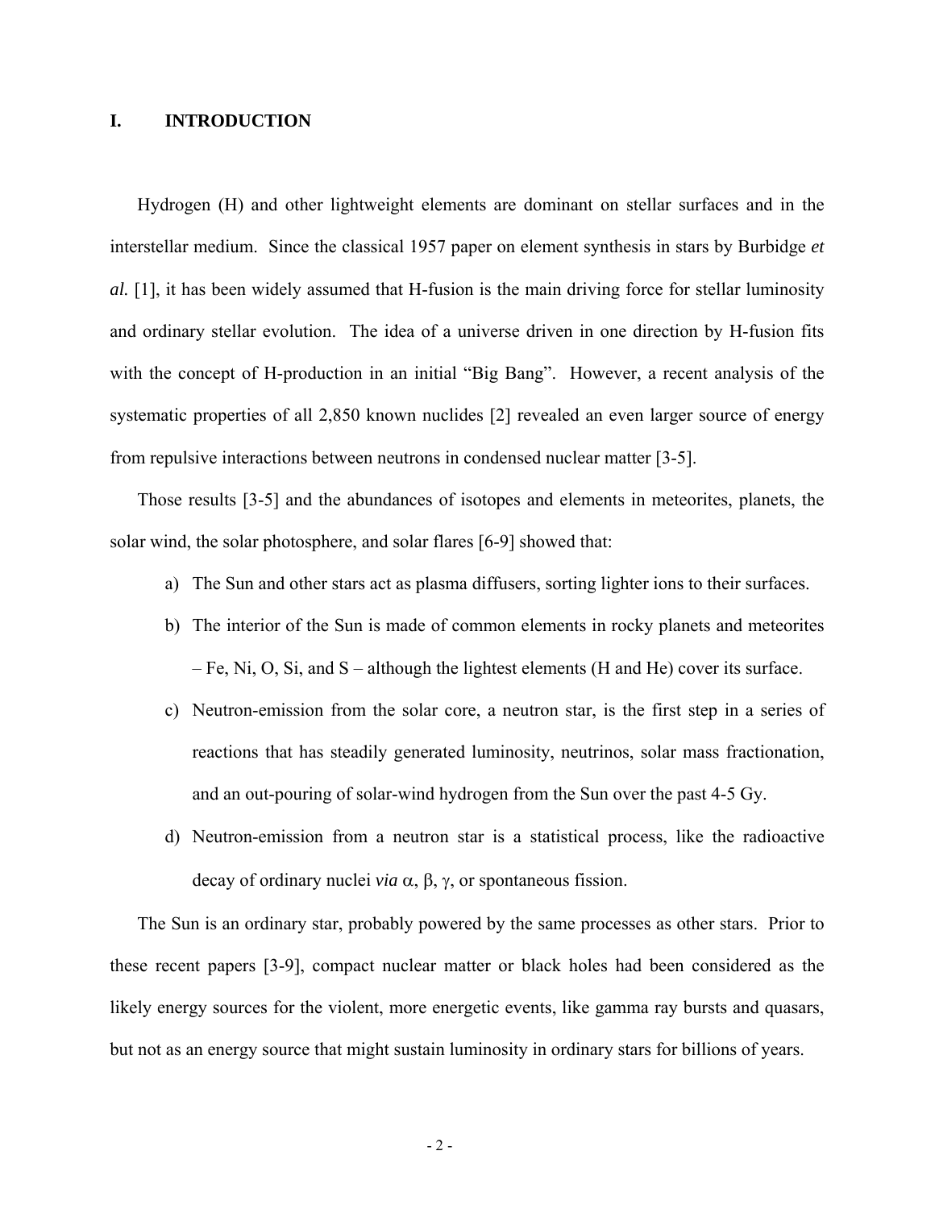# I. INTRODUCTION

Hydrogen (H) and other lightweight elements are dominant on stellar surfaces and in the interstellar medium. Since the classical 1957 paper on element synthesis in stars by Burbidge *et al.* [1], it has been widely assumed that H-fusion is the main driving force for stellar luminosity and ordinary stellar evolution. The idea of a universe driven in one direction by H-fusion fits with the concept of H-production in an initial "Big Bang". However, a recent analysis of the systematic properties of all 2,850 known nuclides [2] revealed an even larger source of energy from repulsive interactions between neutrons in condensed nuclear matter [3-5].

Those results [3-5] and the abundances of isotopes and elements in meteorites, planets, the solar wind, the solar photosphere, and solar flares [6-9] showed that:

a) The Sun and other stars act as plasma diffusers, sorting lighter ions to their surfaces.
b) The interior of the Sun is made of common elements in rocky planets and meteorites – Fe, Ni, O, Si, and S – although the lightest elements (H and He) cover its surface.
c) Neutron-emission from the solar core, a neutron star, is the first step in a series of reactions that has steadily generated luminosity, neutrinos, solar mass fractionation, and an out-pouring of solar-wind hydrogen from the Sun over the past 4-5 Gy.
d) Neutron-emission from a neutron star is a statistical process, like the radioactive decay of ordinary nuclei *via* $\alpha$, $\beta$, $\gamma$, or spontaneous fission.

The Sun is an ordinary star, probably powered by the same processes as other stars. Prior to these recent papers [3-9], compact nuclear matter or black holes had been considered as the likely energy sources for the violent, more energetic events, like gamma ray bursts and quasars, but not as an energy source that might sustain luminosity in ordinary stars for billions of years.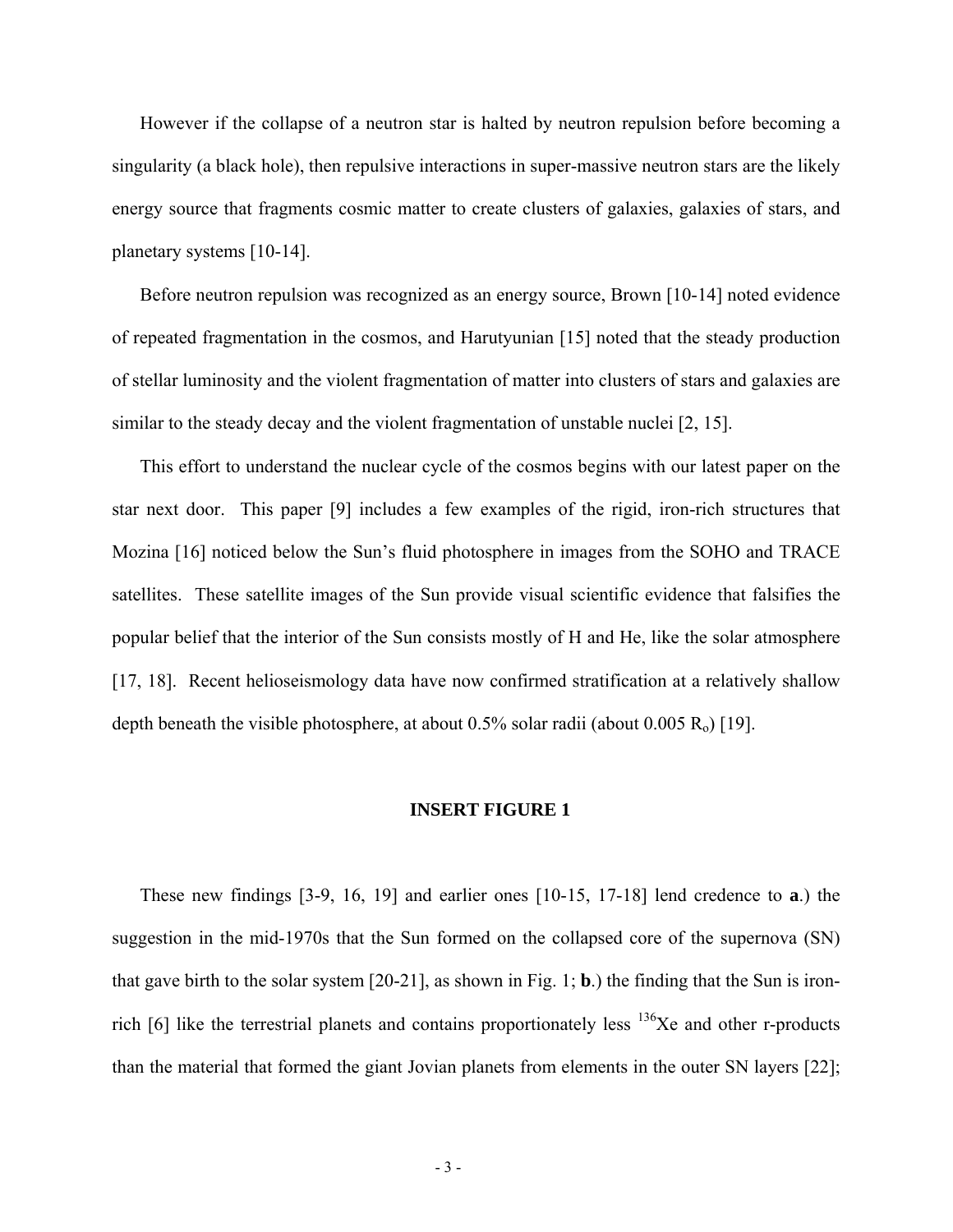However if the collapse of a neutron star is halted by neutron repulsion before becoming a singularity (a black hole), then repulsive interactions in super-massive neutron stars are the likely energy source that fragments cosmic matter to create clusters of galaxies, galaxies of stars, and planetary systems [10-14].

Before neutron repulsion was recognized as an energy source, Brown [10-14] noted evidence of repeated fragmentation in the cosmos, and Harutyunian [15] noted that the steady production of stellar luminosity and the violent fragmentation of matter into clusters of stars and galaxies are similar to the steady decay and the violent fragmentation of unstable nuclei [2, 15].

This effort to understand the nuclear cycle of the cosmos begins with our latest paper on the star next door. This paper [9] includes a few examples of the rigid, iron-rich structures that Mozina [16] noticed below the Sun's fluid photosphere in images from the SOHO and TRACE satellites. These satellite images of the Sun provide visual scientific evidence that falsifies the popular belief that the interior of the Sun consists mostly of H and He, like the solar atmosphere [17, 18]. Recent helioseismology data have now confirmed stratification at a relatively shallow depth beneath the visible photosphere, at about 0.5% solar radii (about 0.005 $R_o$) [19].

**INSERT FIGURE 1**

These new findings [3-9, 16, 19] and earlier ones [10-15, 17-18] lend credence to **a**.) the suggestion in the mid-1970s that the Sun formed on the collapsed core of the supernova (SN) that gave birth to the solar system [20-21], as shown in Fig. 1; **b**.) the finding that the Sun is iron-rich [6] like the terrestrial planets and contains proportionately less $^{136}$Xe and other r-products than the material that formed the giant Jovian planets from elements in the outer SN layers [22];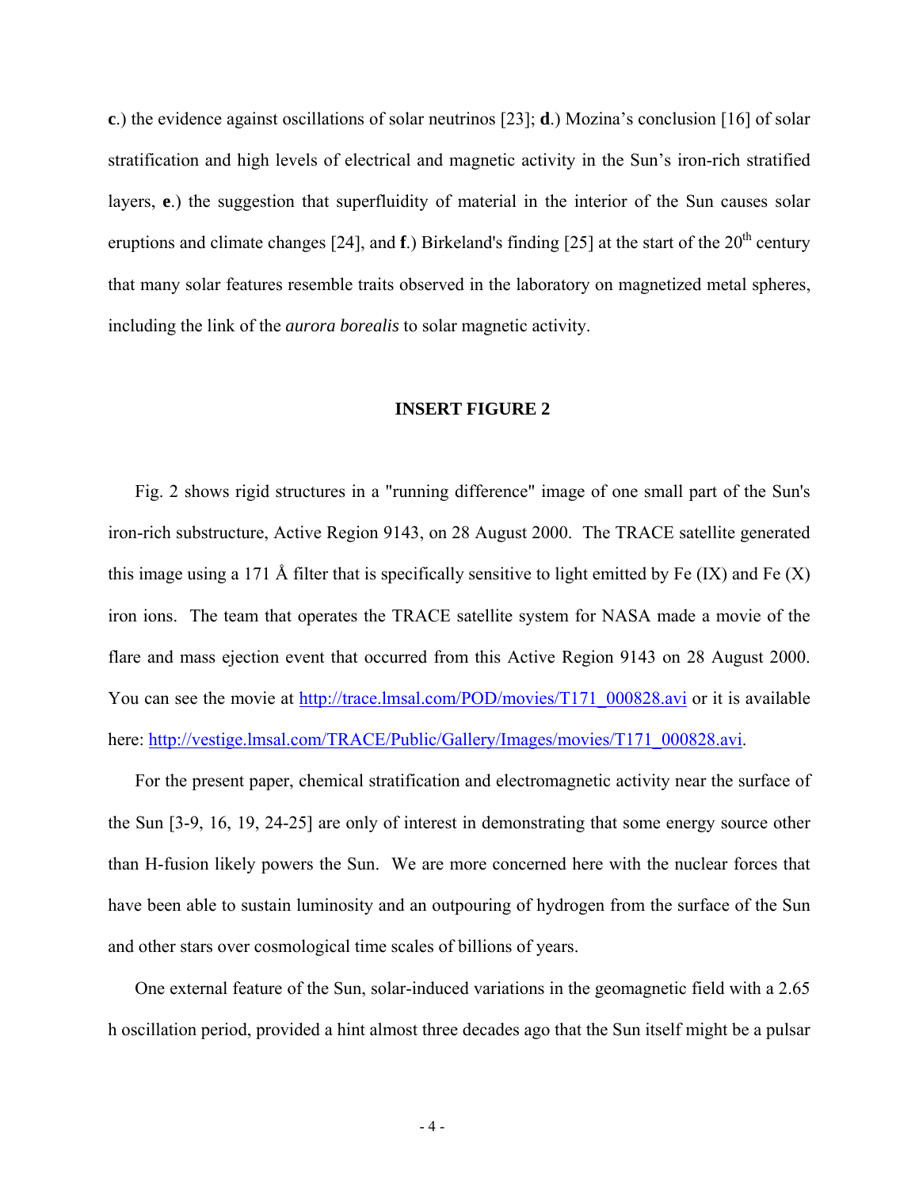**c**.) the evidence against oscillations of solar neutrinos [23]; **d**.) Mozina's conclusion [16] of solar stratification and high levels of electrical and magnetic activity in the Sun's iron-rich stratified layers, **e**.) the suggestion that superfluidity of material in the interior of the Sun causes solar eruptions and climate changes [24], and **f**.) Birkeland's finding [25] at the start of the 20th century that many solar features resemble traits observed in the laboratory on magnetized metal spheres, including the link of the *aurora borealis* to solar magnetic activity.

**INSERT FIGURE 2**

Fig. 2 shows rigid structures in a "running difference" image of one small part of the Sun's iron-rich substructure, Active Region 9143, on 28 August 2000. The TRACE satellite generated this image using a 171 Å filter that is specifically sensitive to light emitted by Fe (IX) and Fe (X) iron ions. The team that operates the TRACE satellite system for NASA made a movie of the flare and mass ejection event that occurred from this Active Region 9143 on 28 August 2000. You can see the movie at http://trace.lmsal.com/POD/movies/T171_000828.avi or it is available here: http://vestige.lmsal.com/TRACE/Public/Gallery/Images/movies/T171_000828.avi.

For the present paper, chemical stratification and electromagnetic activity near the surface of the Sun [3-9, 16, 19, 24-25] are only of interest in demonstrating that some energy source other than H-fusion likely powers the Sun. We are more concerned here with the nuclear forces that have been able to sustain luminosity and an outpouring of hydrogen from the surface of the Sun and other stars over cosmological time scales of billions of years.

One external feature of the Sun, solar-induced variations in the geomagnetic field with a 2.65 h oscillation period, provided a hint almost three decades ago that the Sun itself might be a pulsar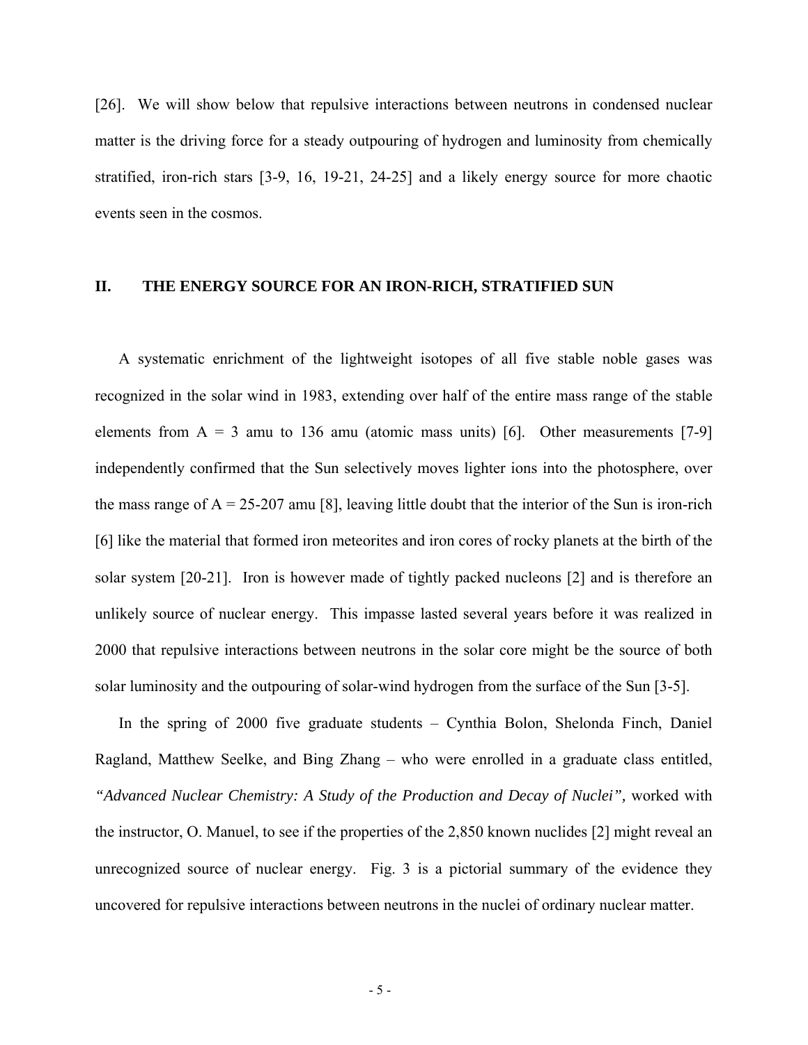[26]. We will show below that repulsive interactions between neutrons in condensed nuclear matter is the driving force for a steady outpouring of hydrogen and luminosity from chemically stratified, iron-rich stars [3-9, 16, 19-21, 24-25] and a likely energy source for more chaotic events seen in the cosmos.

## II. THE ENERGY SOURCE FOR AN IRON-RICH, STRATIFIED SUN

A systematic enrichment of the lightweight isotopes of all five stable noble gases was recognized in the solar wind in 1983, extending over half of the entire mass range of the stable elements from A = 3 amu to 136 amu (atomic mass units) [6]. Other measurements [7-9] independently confirmed that the Sun selectively moves lighter ions into the photosphere, over the mass range of A = 25-207 amu [8], leaving little doubt that the interior of the Sun is iron-rich [6] like the material that formed iron meteorites and iron cores of rocky planets at the birth of the solar system [20-21]. Iron is however made of tightly packed nucleons [2] and is therefore an unlikely source of nuclear energy. This impasse lasted several years before it was realized in 2000 that repulsive interactions between neutrons in the solar core might be the source of both solar luminosity and the outpouring of solar-wind hydrogen from the surface of the Sun [3-5].

In the spring of 2000 five graduate students – Cynthia Bolon, Shelonda Finch, Daniel Ragland, Matthew Seelke, and Bing Zhang – who were enrolled in a graduate class entitled, *"Advanced Nuclear Chemistry: A Study of the Production and Decay of Nuclei",* worked with the instructor, O. Manuel, to see if the properties of the 2,850 known nuclides [2] might reveal an unrecognized source of nuclear energy. Fig. 3 is a pictorial summary of the evidence they uncovered for repulsive interactions between neutrons in the nuclei of ordinary nuclear matter.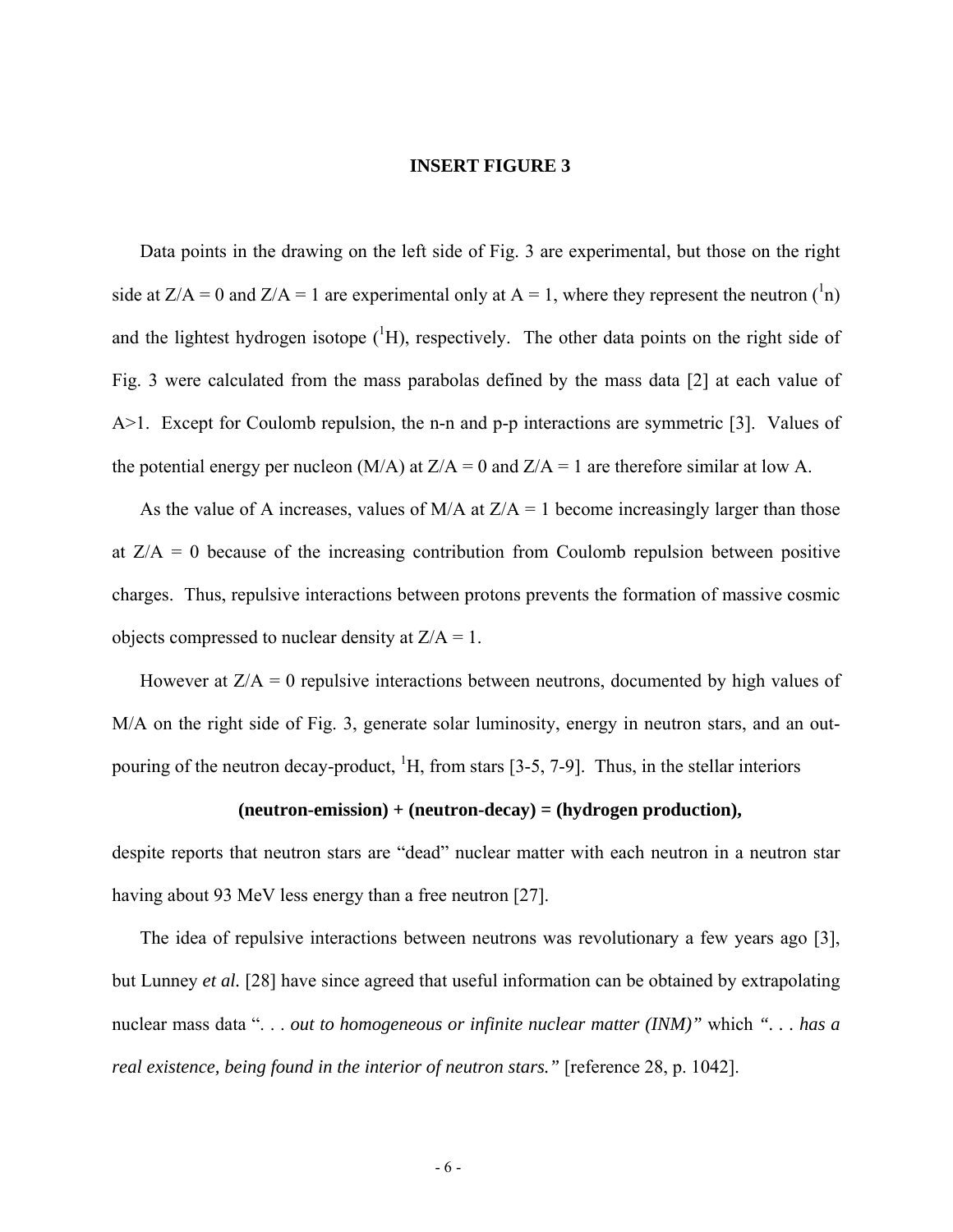**INSERT FIGURE 3**

Data points in the drawing on the left side of Fig. 3 are experimental, but those on the right side at $Z/A = 0$ and $Z/A = 1$ are experimental only at $A = 1$, where they represent the neutron ($^{1}n$) and the lightest hydrogen isotope ($^{1}H$), respectively. The other data points on the right side of Fig. 3 were calculated from the mass parabolas defined by the mass data [2] at each value of $A>1$. Except for Coulomb repulsion, the n-n and p-p interactions are symmetric [3]. Values of the potential energy per nucleon ($M/A$) at $Z/A = 0$ and $Z/A = 1$ are therefore similar at low A.

As the value of A increases, values of $M/A$ at $Z/A = 1$ become increasingly larger than those at $Z/A = 0$ because of the increasing contribution from Coulomb repulsion between positive charges. Thus, repulsive interactions between protons prevents the formation of massive cosmic objects compressed to nuclear density at $Z/A = 1$.

However at $Z/A = 0$ repulsive interactions between neutrons, documented by high values of $M/A$ on the right side of Fig. 3, generate solar luminosity, energy in neutron stars, and an out-pouring of the neutron decay-product, $^{1}H$, from stars [3-5, 7-9]. Thus, in the stellar interiors

**(neutron-emission) + (neutron-decay) = (hydrogen production),**

despite reports that neutron stars are "dead" nuclear matter with each neutron in a neutron star having about 93 MeV less energy than a free neutron [27].

The idea of repulsive interactions between neutrons was revolutionary a few years ago [3], but Lunney *et al.* [28] have since agreed that useful information can be obtained by extrapolating nuclear mass data "*. . . out to homogeneous or infinite nuclear matter (INM)"* which *". . . has a real existence, being found in the interior of neutron stars."* [reference 28, p. 1042].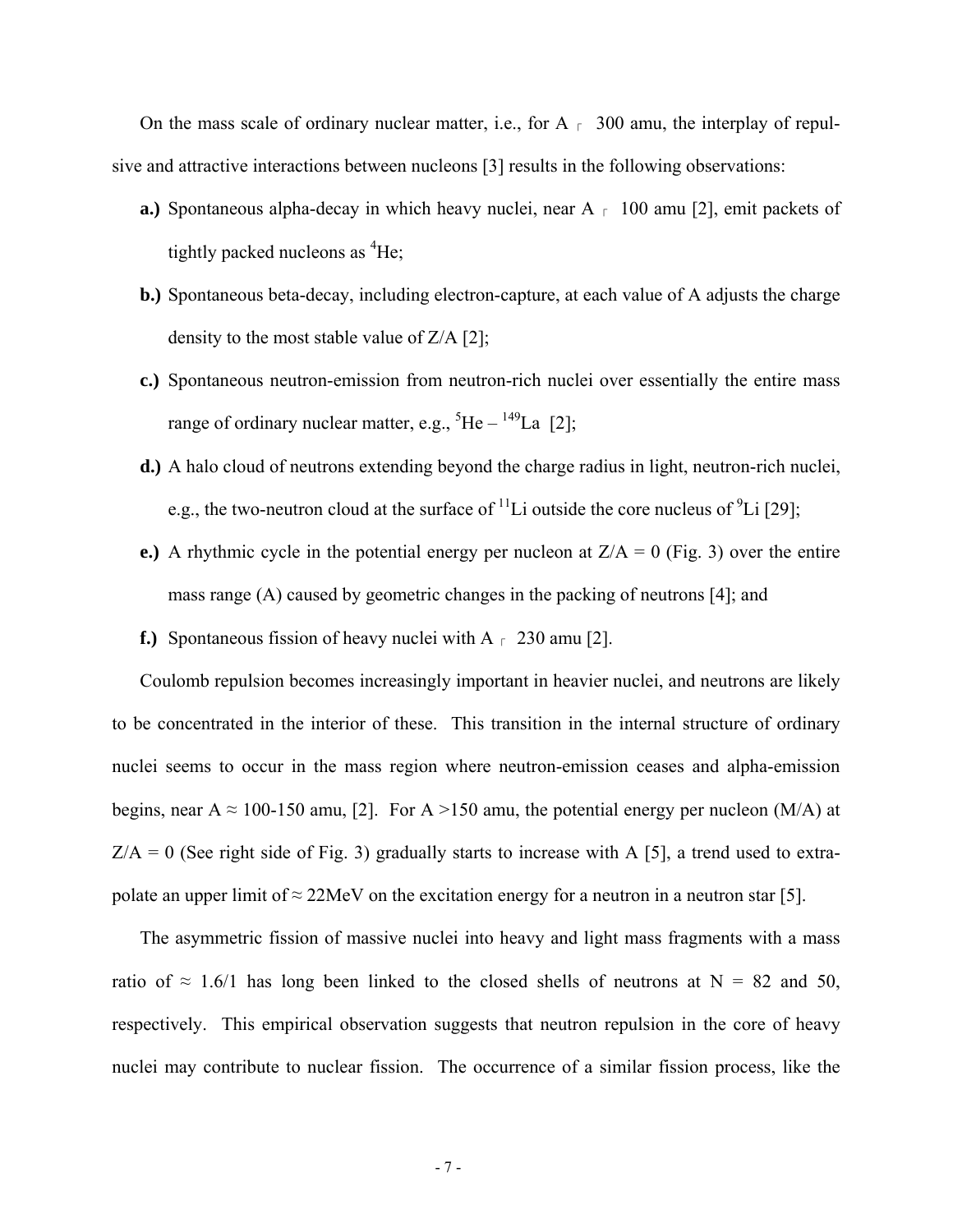On the mass scale of ordinary nuclear matter, i.e., for A ┌ 300 amu, the interplay of repulsive and attractive interactions between nucleons [3] results in the following observations:

**a.)** Spontaneous alpha-decay in which heavy nuclei, near A ┌ 100 amu [2], emit packets of tightly packed nucleons as $^{4}$He;

**b.)** Spontaneous beta-decay, including electron-capture, at each value of A adjusts the charge density to the most stable value of Z/A [2];

**c.)** Spontaneous neutron-emission from neutron-rich nuclei over essentially the entire mass range of ordinary nuclear matter, e.g., $^{5}$He – $^{149}$La [2];

**d.)** A halo cloud of neutrons extending beyond the charge radius in light, neutron-rich nuclei, e.g., the two-neutron cloud at the surface of $^{11}$Li outside the core nucleus of $^{9}$Li [29];

**e.)** A rhythmic cycle in the potential energy per nucleon at Z/A = 0 (Fig. 3) over the entire mass range (A) caused by geometric changes in the packing of neutrons [4]; and

**f.)** Spontaneous fission of heavy nuclei with A ┌ 230 amu [2].

Coulomb repulsion becomes increasingly important in heavier nuclei, and neutrons are likely to be concentrated in the interior of these. This transition in the internal structure of ordinary nuclei seems to occur in the mass region where neutron-emission ceases and alpha-emission begins, near A ≈ 100-150 amu, [2]. For A >150 amu, the potential energy per nucleon (M/A) at Z/A = 0 (See right side of Fig. 3) gradually starts to increase with A [5], a trend used to extrapolate an upper limit of ≈ 22MeV on the excitation energy for a neutron in a neutron star [5].

The asymmetric fission of massive nuclei into heavy and light mass fragments with a mass ratio of ≈ 1.6/1 has long been linked to the closed shells of neutrons at N = 82 and 50, respectively. This empirical observation suggests that neutron repulsion in the core of heavy nuclei may contribute to nuclear fission. The occurrence of a similar fission process, like the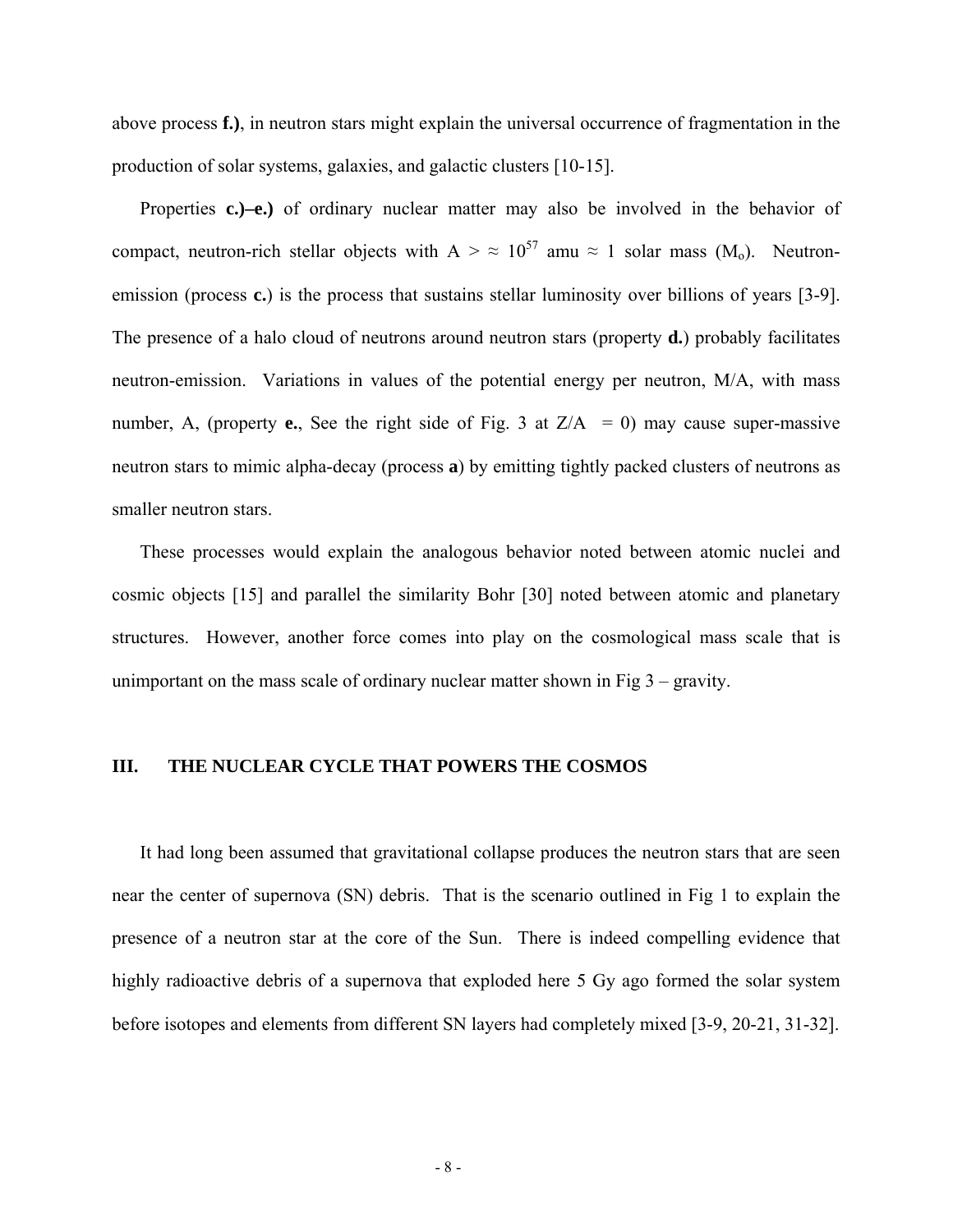above process **f.)**, in neutron stars might explain the universal occurrence of fragmentation in the production of solar systems, galaxies, and galactic clusters [10-15].

Properties **c.)–e.)** of ordinary nuclear matter may also be involved in the behavior of compact, neutron-rich stellar objects with $A > \approx 10^{57}$ amu $\approx$ 1 solar mass ($M_o$). Neutron-emission (process **c.**) is the process that sustains stellar luminosity over billions of years [3-9]. The presence of a halo cloud of neutrons around neutron stars (property **d.**) probably facilitates neutron-emission. Variations in values of the potential energy per neutron, M/A, with mass number, A, (property **e.**, See the right side of Fig. 3 at Z/A = 0) may cause super-massive neutron stars to mimic alpha-decay (process **a**) by emitting tightly packed clusters of neutrons as smaller neutron stars.

These processes would explain the analogous behavior noted between atomic nuclei and cosmic objects [15] and parallel the similarity Bohr [30] noted between atomic and planetary structures. However, another force comes into play on the cosmological mass scale that is unimportant on the mass scale of ordinary nuclear matter shown in Fig 3 – gravity.

## III. THE NUCLEAR CYCLE THAT POWERS THE COSMOS

It had long been assumed that gravitational collapse produces the neutron stars that are seen near the center of supernova (SN) debris. That is the scenario outlined in Fig 1 to explain the presence of a neutron star at the core of the Sun. There is indeed compelling evidence that highly radioactive debris of a supernova that exploded here 5 Gy ago formed the solar system before isotopes and elements from different SN layers had completely mixed [3-9, 20-21, 31-32].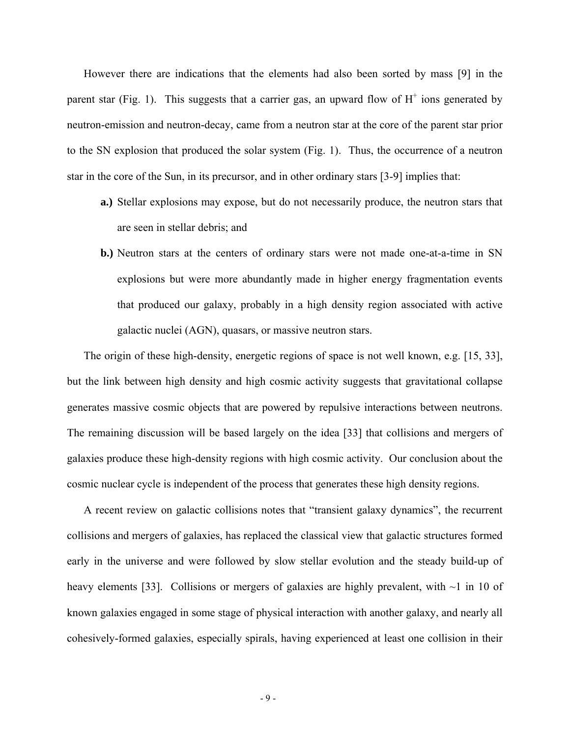However there are indications that the elements had also been sorted by mass [9] in the parent star (Fig. 1). This suggests that a carrier gas, an upward flow of $H^+$ ions generated by neutron-emission and neutron-decay, came from a neutron star at the core of the parent star prior to the SN explosion that produced the solar system (Fig. 1). Thus, the occurrence of a neutron star in the core of the Sun, in its precursor, and in other ordinary stars [3-9] implies that:

**a.)** Stellar explosions may expose, but do not necessarily produce, the neutron stars that are seen in stellar debris; and

**b.)** Neutron stars at the centers of ordinary stars were not made one-at-a-time in SN explosions but were more abundantly made in higher energy fragmentation events that produced our galaxy, probably in a high density region associated with active galactic nuclei (AGN), quasars, or massive neutron stars.

The origin of these high-density, energetic regions of space is not well known, e.g. [15, 33], but the link between high density and high cosmic activity suggests that gravitational collapse generates massive cosmic objects that are powered by repulsive interactions between neutrons. The remaining discussion will be based largely on the idea [33] that collisions and mergers of galaxies produce these high-density regions with high cosmic activity. Our conclusion about the cosmic nuclear cycle is independent of the process that generates these high density regions.

A recent review on galactic collisions notes that "transient galaxy dynamics", the recurrent collisions and mergers of galaxies, has replaced the classical view that galactic structures formed early in the universe and were followed by slow stellar evolution and the steady build-up of heavy elements [33]. Collisions or mergers of galaxies are highly prevalent, with ~1 in 10 of known galaxies engaged in some stage of physical interaction with another galaxy, and nearly all cohesively-formed galaxies, especially spirals, having experienced at least one collision in their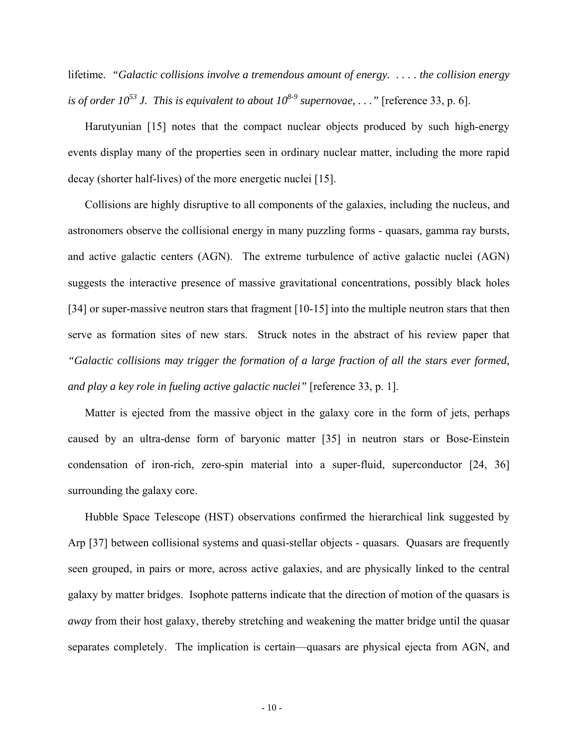lifetime. *"Galactic collisions involve a tremendous amount of energy. . . . . the collision energy is of order $10^{53}$ J. This is equivalent to about $10^{8\text{-}9}$ supernovae, . . ."* [reference 33, p. 6].

Harutyunian [15] notes that the compact nuclear objects produced by such high-energy events display many of the properties seen in ordinary nuclear matter, including the more rapid decay (shorter half-lives) of the more energetic nuclei [15].

Collisions are highly disruptive to all components of the galaxies, including the nucleus, and astronomers observe the collisional energy in many puzzling forms - quasars, gamma ray bursts, and active galactic centers (AGN). The extreme turbulence of active galactic nuclei (AGN) suggests the interactive presence of massive gravitational concentrations, possibly black holes [34] or super-massive neutron stars that fragment [10-15] into the multiple neutron stars that then serve as formation sites of new stars. Struck notes in the abstract of his review paper that *"Galactic collisions may trigger the formation of a large fraction of all the stars ever formed, and play a key role in fueling active galactic nuclei"* [reference 33, p. 1].

Matter is ejected from the massive object in the galaxy core in the form of jets, perhaps caused by an ultra-dense form of baryonic matter [35] in neutron stars or Bose-Einstein condensation of iron-rich, zero-spin material into a super-fluid, superconductor [24, 36] surrounding the galaxy core.

Hubble Space Telescope (HST) observations confirmed the hierarchical link suggested by Arp [37] between collisional systems and quasi-stellar objects - quasars. Quasars are frequently seen grouped, in pairs or more, across active galaxies, and are physically linked to the central galaxy by matter bridges. Isophote patterns indicate that the direction of motion of the quasars is *away* from their host galaxy, thereby stretching and weakening the matter bridge until the quasar separates completely. The implication is certain—quasars are physical ejecta from AGN, and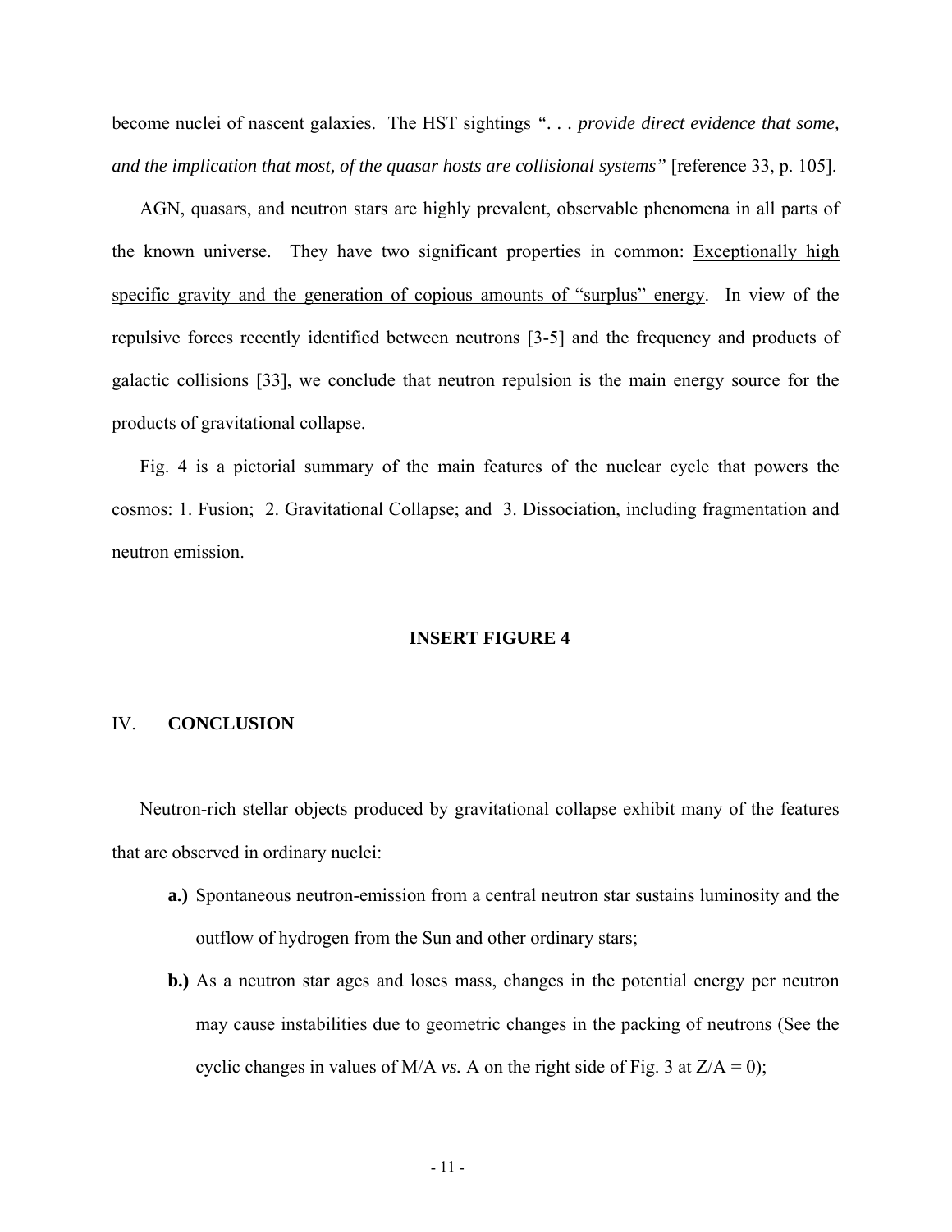become nuclei of nascent galaxies. The HST sightings *". . . provide direct evidence that some, and the implication that most, of the quasar hosts are collisional systems"* [reference 33, p. 105].

AGN, quasars, and neutron stars are highly prevalent, observable phenomena in all parts of the known universe. They have two significant properties in common: <u>Exceptionally high specific gravity and the generation of copious amounts of "surplus" energy</u>. In view of the repulsive forces recently identified between neutrons [3-5] and the frequency and products of galactic collisions [33], we conclude that neutron repulsion is the main energy source for the products of gravitational collapse.

Fig. 4 is a pictorial summary of the main features of the nuclear cycle that powers the cosmos: 1. Fusion; 2. Gravitational Collapse; and 3. Dissociation, including fragmentation and neutron emission.

**INSERT FIGURE 4**

## IV. CONCLUSION

Neutron-rich stellar objects produced by gravitational collapse exhibit many of the features that are observed in ordinary nuclei:

- **a.)** Spontaneous neutron-emission from a central neutron star sustains luminosity and the outflow of hydrogen from the Sun and other ordinary stars;
- **b.)** As a neutron star ages and loses mass, changes in the potential energy per neutron may cause instabilities due to geometric changes in the packing of neutrons (See the cyclic changes in values of M/A *vs.* A on the right side of Fig. 3 at $Z/A = 0$);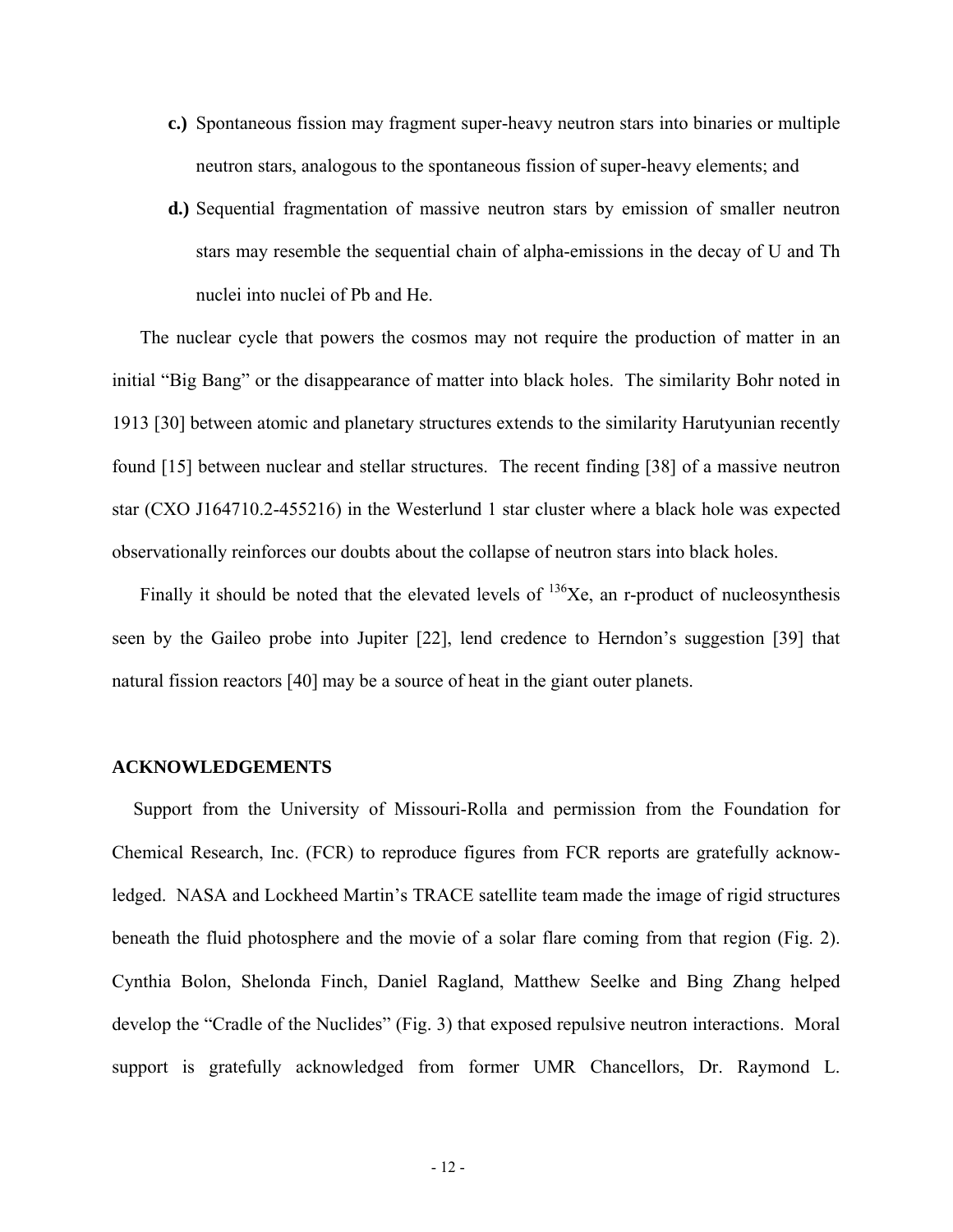**c.)** Spontaneous fission may fragment super-heavy neutron stars into binaries or multiple neutron stars, analogous to the spontaneous fission of super-heavy elements; and

**d.)** Sequential fragmentation of massive neutron stars by emission of smaller neutron stars may resemble the sequential chain of alpha-emissions in the decay of U and Th nuclei into nuclei of Pb and He.

The nuclear cycle that powers the cosmos may not require the production of matter in an initial "Big Bang" or the disappearance of matter into black holes. The similarity Bohr noted in 1913 [30] between atomic and planetary structures extends to the similarity Harutyunian recently found [15] between nuclear and stellar structures. The recent finding [38] of a massive neutron star (CXO J164710.2-455216) in the Westerlund 1 star cluster where a black hole was expected observationally reinforces our doubts about the collapse of neutron stars into black holes.

Finally it should be noted that the elevated levels of $^{136}$Xe, an r-product of nucleosynthesis seen by the Gaileo probe into Jupiter [22], lend credence to Herndon's suggestion [39] that natural fission reactors [40] may be a source of heat in the giant outer planets.

## ACKNOWLEDGEMENTS

Support from the University of Missouri-Rolla and permission from the Foundation for Chemical Research, Inc. (FCR) to reproduce figures from FCR reports are gratefully acknowledged. NASA and Lockheed Martin's TRACE satellite team made the image of rigid structures beneath the fluid photosphere and the movie of a solar flare coming from that region (Fig. 2). Cynthia Bolon, Shelonda Finch, Daniel Ragland, Matthew Seelke and Bing Zhang helped develop the "Cradle of the Nuclides" (Fig. 3) that exposed repulsive neutron interactions. Moral support is gratefully acknowledged from former UMR Chancellors, Dr. Raymond L.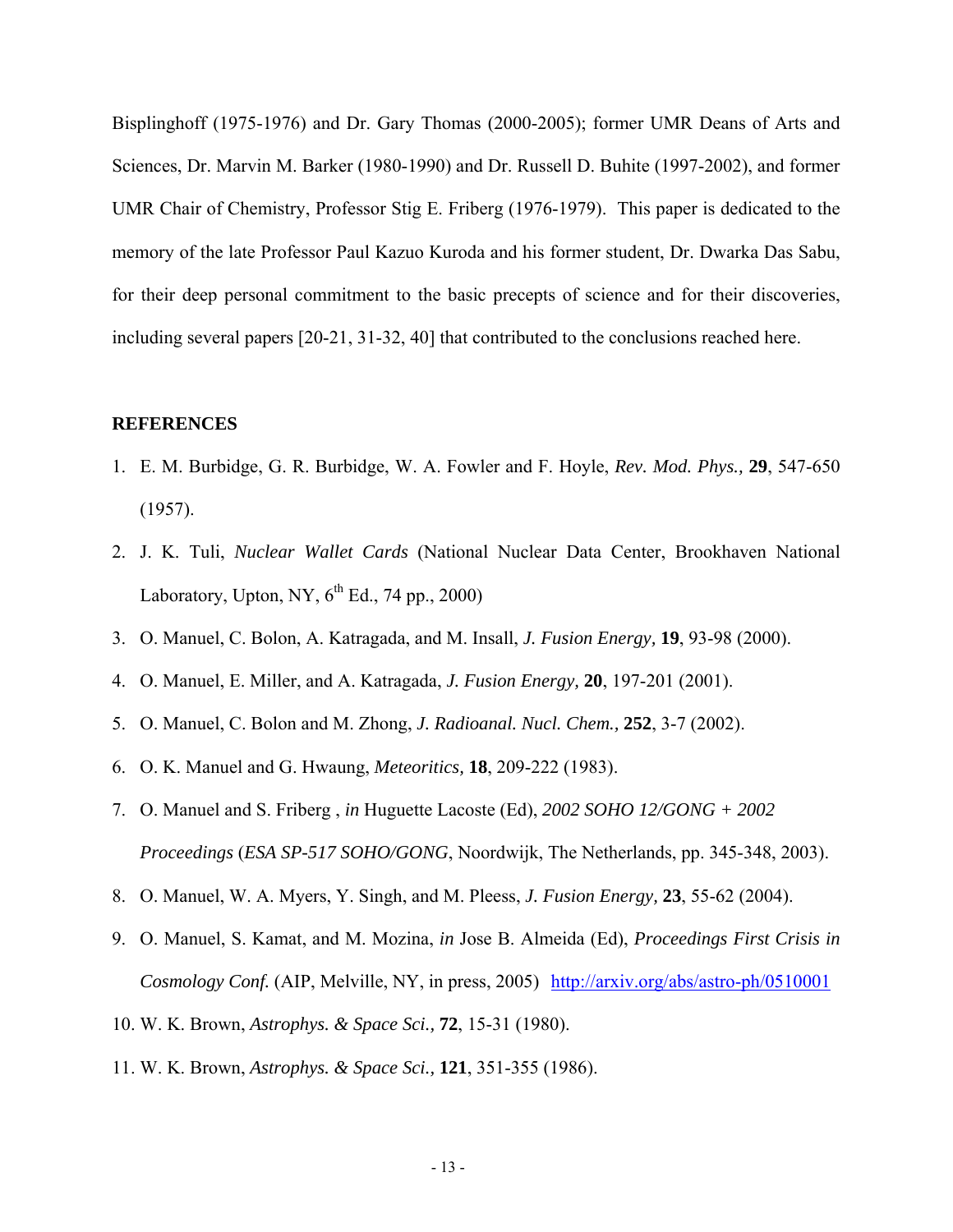Bisplinghoff (1975-1976) and Dr. Gary Thomas (2000-2005); former UMR Deans of Arts and Sciences, Dr. Marvin M. Barker (1980-1990) and Dr. Russell D. Buhite (1997-2002), and former UMR Chair of Chemistry, Professor Stig E. Friberg (1976-1979). This paper is dedicated to the memory of the late Professor Paul Kazuo Kuroda and his former student, Dr. Dwarka Das Sabu, for their deep personal commitment to the basic precepts of science and for their discoveries, including several papers [20-21, 31-32, 40] that contributed to the conclusions reached here.

## REFERENCES

1. E. M. Burbidge, G. R. Burbidge, W. A. Fowler and F. Hoyle, *Rev. Mod. Phys.,* **29**, 547-650 (1957).
2. J. K. Tuli, *Nuclear Wallet Cards* (National Nuclear Data Center, Brookhaven National Laboratory, Upton, NY, 6th Ed., 74 pp., 2000)
3. O. Manuel, C. Bolon, A. Katragada, and M. Insall, *J. Fusion Energy,* **19**, 93-98 (2000).
4. O. Manuel, E. Miller, and A. Katragada, *J. Fusion Energy,* **20**, 197-201 (2001).
5. O. Manuel, C. Bolon and M. Zhong, *J. Radioanal. Nucl. Chem.,* **252**, 3-7 (2002).
6. O. K. Manuel and G. Hwaung, *Meteoritics,* **18**, 209-222 (1983).
7. O. Manuel and S. Friberg , *in* Huguette Lacoste (Ed), *2002 SOHO 12/GONG + 2002 Proceedings* (*ESA SP-517 SOHO/GONG*, Noordwijk, The Netherlands, pp. 345-348, 2003).
8. O. Manuel, W. A. Myers, Y. Singh, and M. Pleess, *J. Fusion Energy,* **23**, 55-62 (2004).
9. O. Manuel, S. Kamat, and M. Mozina, *in* Jose B. Almeida (Ed), *Proceedings First Crisis in Cosmology Conf.* (AIP, Melville, NY, in press, 2005) http://arxiv.org/abs/astro-ph/0510001
10. W. K. Brown, *Astrophys. & Space Sci.,* **72**, 15-31 (1980).
11. W. K. Brown, *Astrophys. & Space Sci.,* **121**, 351-355 (1986).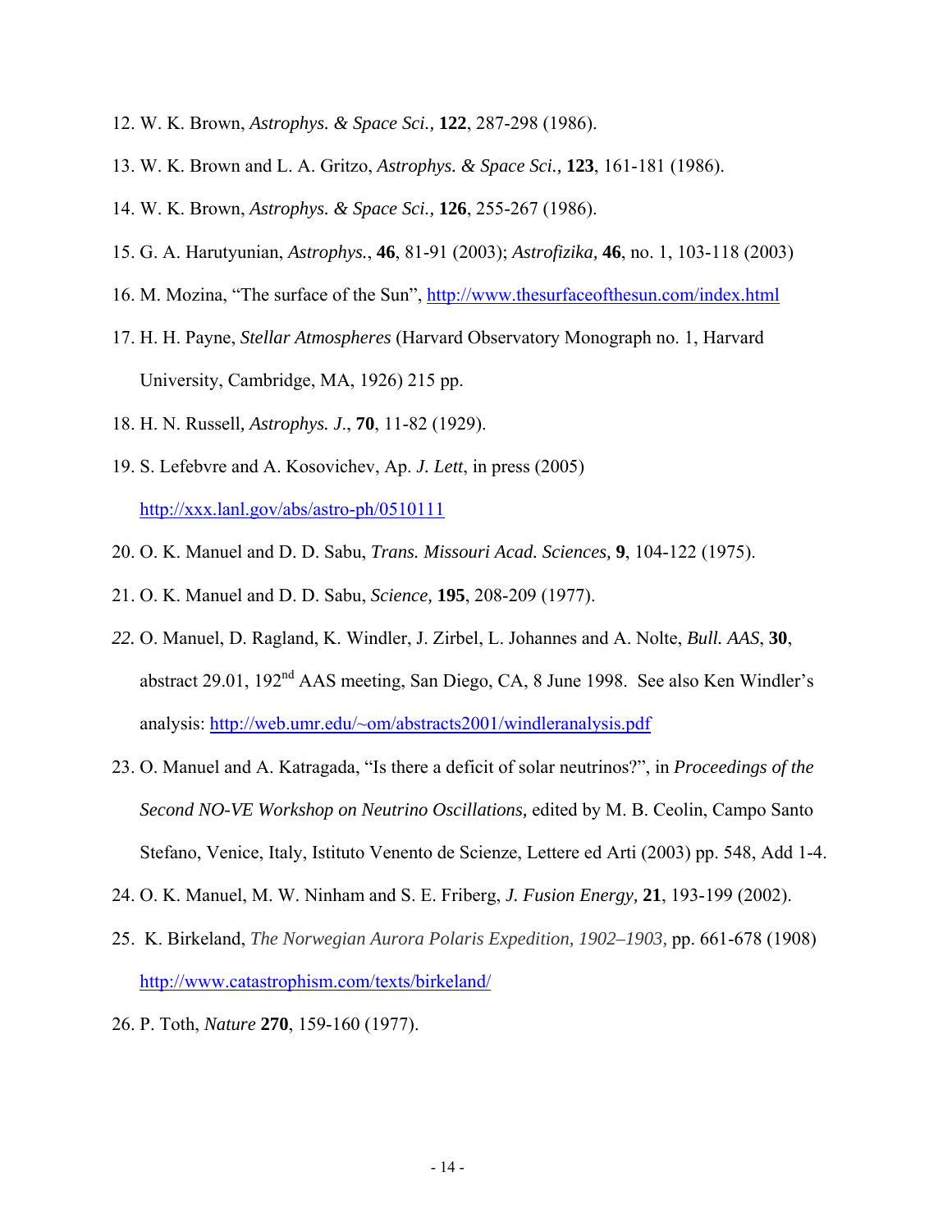12. W. K. Brown, *Astrophys. & Space Sci.,* **122**, 287-298 (1986).

13. W. K. Brown and L. A. Gritzo, *Astrophys. & Space Sci.,* **123**, 161-181 (1986).

14. W. K. Brown, *Astrophys. & Space Sci.,* **126**, 255-267 (1986).

15. G. A. Harutyunian, *Astrophys.*, **46**, 81-91 (2003); *Astrofizika,* **46**, no. 1, 103-118 (2003)

16. M. Mozina, "The surface of the Sun", http://www.thesurfaceofthesun.com/index.html

17. H. H. Payne, *Stellar Atmospheres* (Harvard Observatory Monograph no. 1, Harvard University, Cambridge, MA, 1926) 215 pp.

18. H. N. Russell, *Astrophys. J.*, **70**, 11-82 (1929).

19. S. Lefebvre and A. Kosovichev, Ap. *J. Lett*, in press (2005) http://xxx.lanl.gov/abs/astro-ph/0510111

20. O. K. Manuel and D. D. Sabu, *Trans. Missouri Acad. Sciences,* **9**, 104-122 (1975).

21. O. K. Manuel and D. D. Sabu, *Science,* **195**, 208-209 (1977).

22. O. Manuel, D. Ragland, K. Windler, J. Zirbel, L. Johannes and A. Nolte, *Bull. AAS*, **30**, abstract 29.01, 192nd AAS meeting, San Diego, CA, 8 June 1998. See also Ken Windler's analysis: http://web.umr.edu/~om/abstracts2001/windleranalysis.pdf

23. O. Manuel and A. Katragada, "Is there a deficit of solar neutrinos?", in *Proceedings of the Second NO-VE Workshop on Neutrino Oscillations,* edited by M. B. Ceolin, Campo Santo Stefano, Venice, Italy, Istituto Venento de Scienze, Lettere ed Arti (2003) pp. 548, Add 1-4.

24. O. K. Manuel, M. W. Ninham and S. E. Friberg, *J. Fusion Energy,* **21**, 193-199 (2002).

25. K. Birkeland, *The Norwegian Aurora Polaris Expedition, 1902–1903,* pp. 661-678 (1908) http://www.catastrophism.com/texts/birkeland/

26. P. Toth, *Nature* **270**, 159-160 (1977).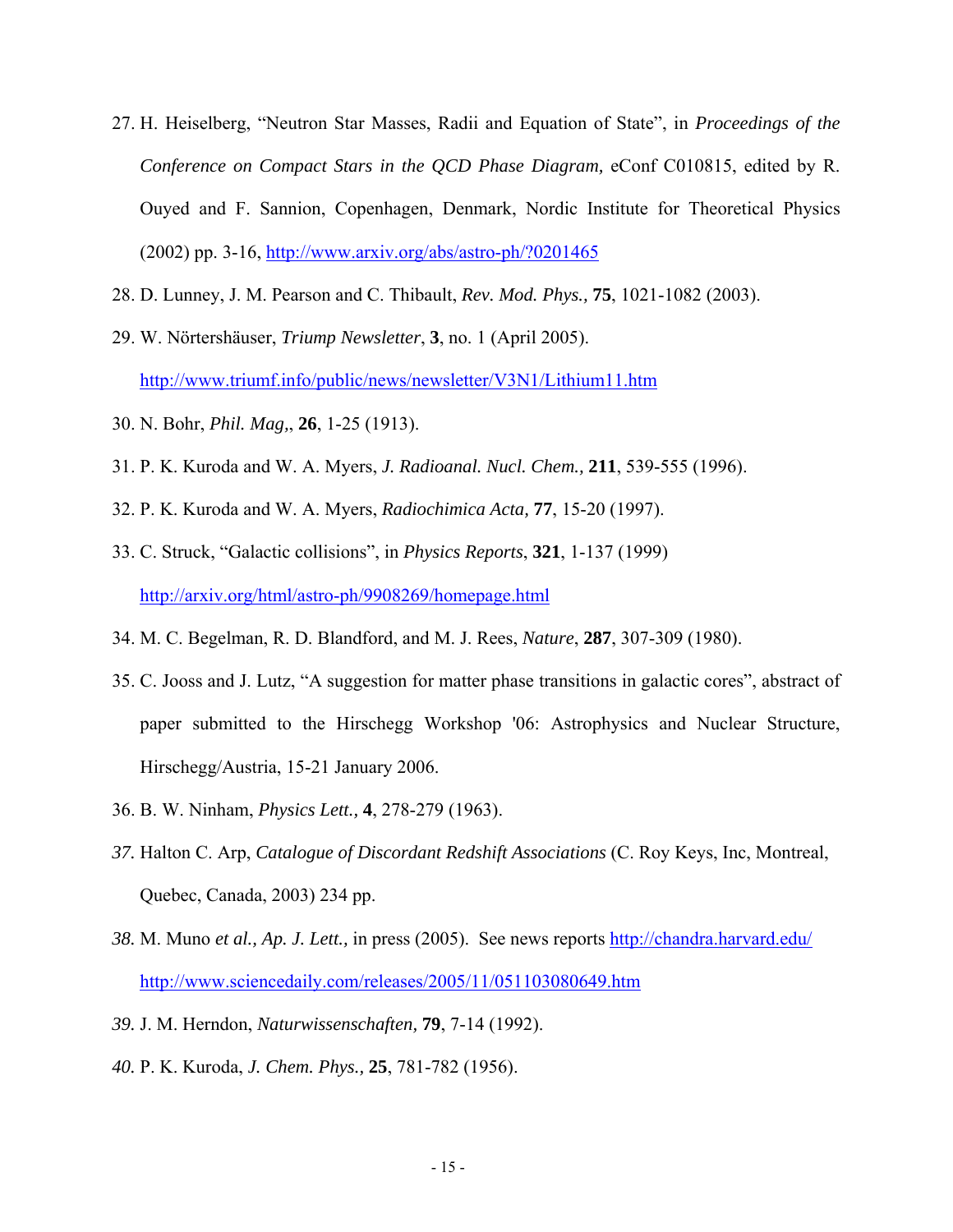27. H. Heiselberg, "Neutron Star Masses, Radii and Equation of State", in *Proceedings of the Conference on Compact Stars in the QCD Phase Diagram,* eConf C010815, edited by R. Ouyed and F. Sannion, Copenhagen, Denmark, Nordic Institute for Theoretical Physics (2002) pp. 3-16, http://www.arxiv.org/abs/astro-ph/?0201465

28. D. Lunney, J. M. Pearson and C. Thibault, *Rev. Mod. Phys.,* **75**, 1021-1082 (2003).

29. W. Nörtershäuser, *Triump Newsletter*, **3**, no. 1 (April 2005). http://www.triumf.info/public/news/newsletter/V3N1/Lithium11.htm

30. N. Bohr, *Phil. Mag,*, **26**, 1-25 (1913).

31. P. K. Kuroda and W. A. Myers, *J. Radioanal. Nucl. Chem.,* **211**, 539-555 (1996).

32. P. K. Kuroda and W. A. Myers, *Radiochimica Acta,* **77**, 15-20 (1997).

33. C. Struck, "Galactic collisions", in *Physics Reports*, **321**, 1-137 (1999) http://arxiv.org/html/astro-ph/9908269/homepage.html

34. M. C. Begelman, R. D. Blandford, and M. J. Rees, *Nature*, **287**, 307-309 (1980).

35. C. Jooss and J. Lutz, "A suggestion for matter phase transitions in galactic cores", abstract of paper submitted to the Hirschegg Workshop '06: Astrophysics and Nuclear Structure, Hirschegg/Austria, 15-21 January 2006.

36. B. W. Ninham, *Physics Lett.,* **4**, 278-279 (1963).

37. Halton C. Arp, *Catalogue of Discordant Redshift Associations* (C. Roy Keys, Inc, Montreal, Quebec, Canada, 2003) 234 pp.

38. M. Muno *et al., Ap. J. Lett.,* in press (2005). See news reports http://chandra.harvard.edu/ http://www.sciencedaily.com/releases/2005/11/051103080649.htm

39. J. M. Herndon, *Naturwissenschaften,* **79**, 7-14 (1992).

40. P. K. Kuroda, *J. Chem. Phys.,* **25**, 781-782 (1956).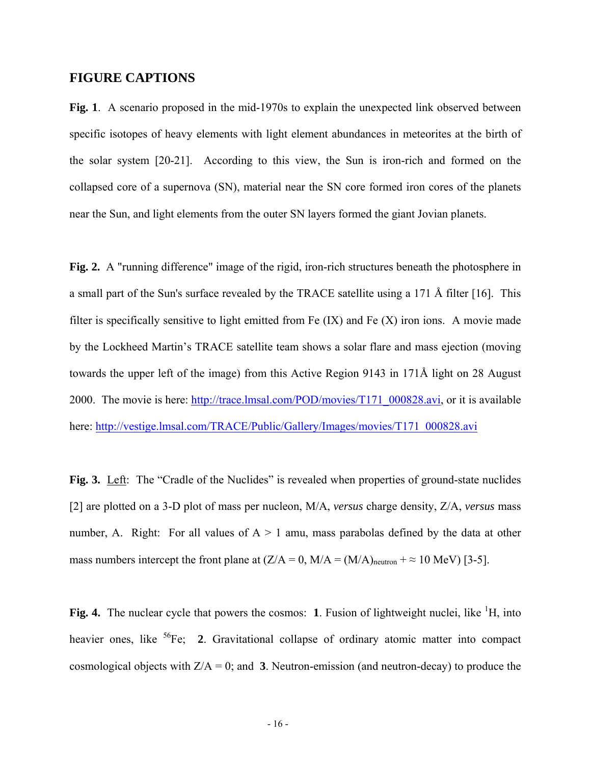## FIGURE CAPTIONS

**Fig. 1**. A scenario proposed in the mid-1970s to explain the unexpected link observed between specific isotopes of heavy elements with light element abundances in meteorites at the birth of the solar system [20-21]. According to this view, the Sun is iron-rich and formed on the collapsed core of a supernova (SN), material near the SN core formed iron cores of the planets near the Sun, and light elements from the outer SN layers formed the giant Jovian planets.

**Fig. 2.** A "running difference" image of the rigid, iron-rich structures beneath the photosphere in a small part of the Sun's surface revealed by the TRACE satellite using a 171 Å filter [16]. This filter is specifically sensitive to light emitted from Fe (IX) and Fe (X) iron ions. A movie made by the Lockheed Martin's TRACE satellite team shows a solar flare and mass ejection (moving towards the upper left of the image) from this Active Region 9143 in 171Å light on 28 August 2000. The movie is here: http://trace.lmsal.com/POD/movies/T171_000828.avi, or it is available here: http://vestige.lmsal.com/TRACE/Public/Gallery/Images/movies/T171_000828.avi

**Fig. 3.** Left: The "Cradle of the Nuclides" is revealed when properties of ground-state nuclides [2] are plotted on a 3-D plot of mass per nucleon, M/A, *versus* charge density, Z/A, *versus* mass number, A. Right: For all values of A > 1 amu, mass parabolas defined by the data at other mass numbers intercept the front plane at ($Z/A = 0$, $M/A = (M/A)_{neutron} + \approx 10$ MeV) [3-5].

**Fig. 4.** The nuclear cycle that powers the cosmos: **1**. Fusion of lightweight nuclei, like $^{1}H$, into heavier ones, like $^{56}Fe$; **2**. Gravitational collapse of ordinary atomic matter into compact cosmological objects with $Z/A = 0$; and **3**. Neutron-emission (and neutron-decay) to produce the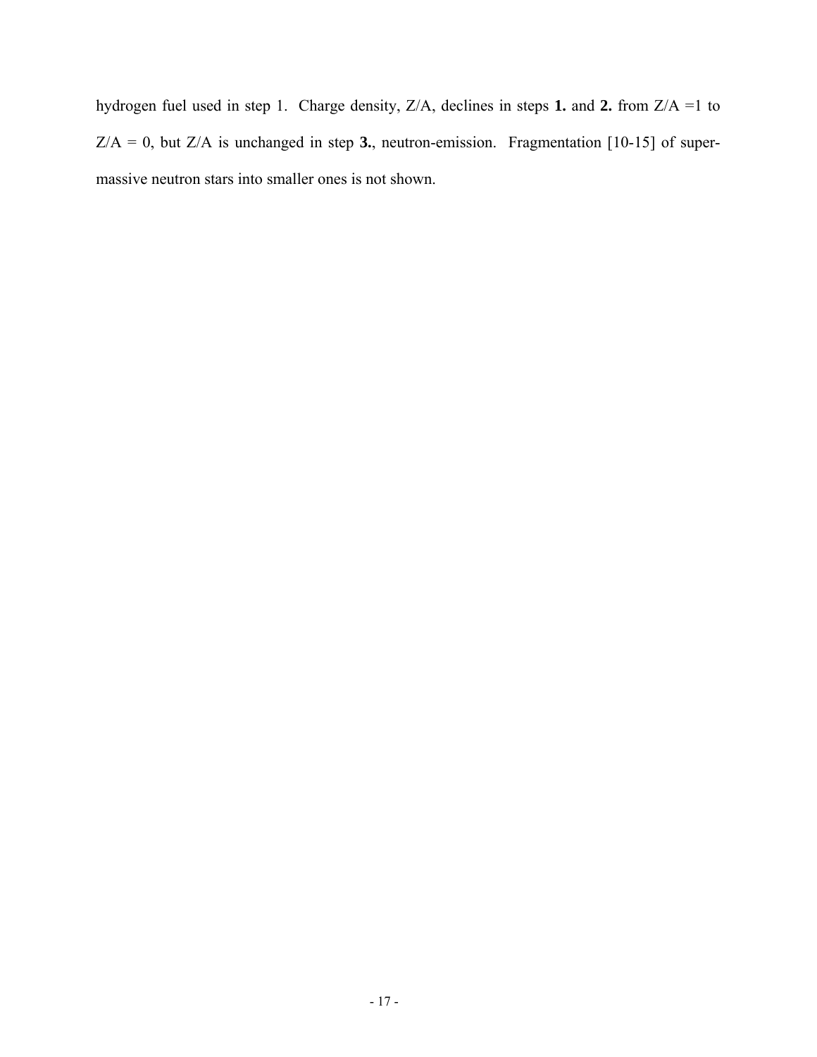hydrogen fuel used in step 1. Charge density, Z/A, declines in steps **1.** and **2.** from Z/A =1 to Z/A = 0, but Z/A is unchanged in step **3.**, neutron-emission. Fragmentation [10-15] of super-massive neutron stars into smaller ones is not shown.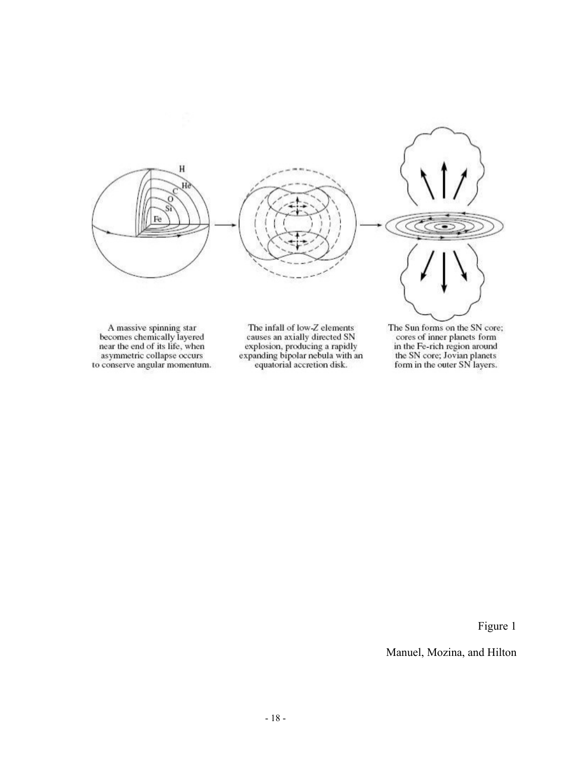A massive spinning star becomes chemically layered near the end of its life, when asymmetric collapse occurs to conserve angular momentum.

The infall of low-Z elements causes an axially directed SN explosion, producing a rapidly expanding bipolar nebula with an equatorial accretion disk.

The Sun forms on the SN core; cores of inner planets form in the Fe-rich region around the SN core; Jovian planets form in the outer SN layers.

Figure 1

Manuel, Mozina, and Hilton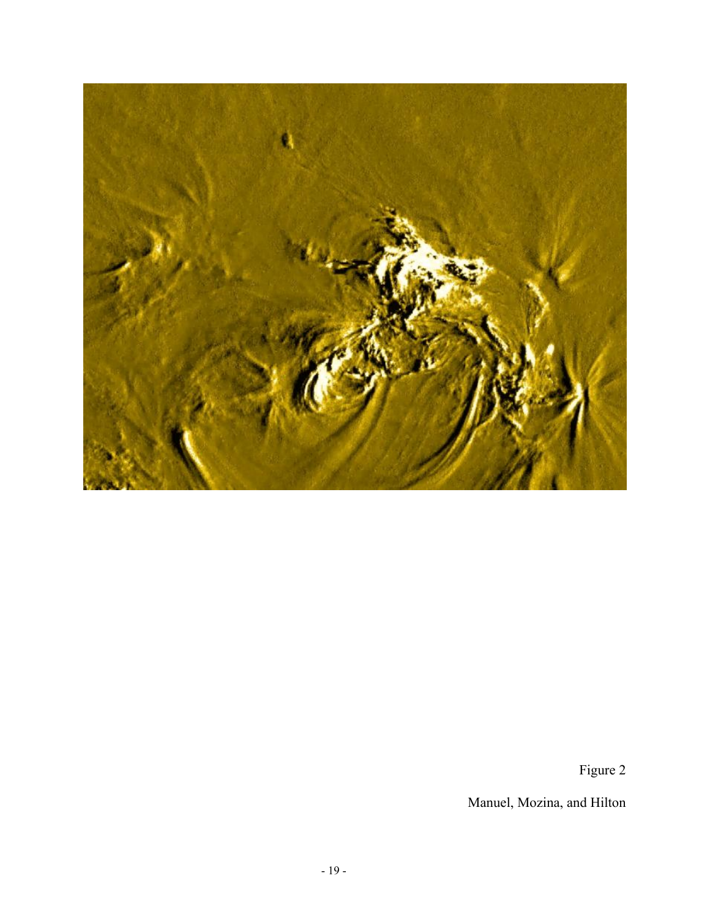Figure 2

Manuel, Mozina, and Hilton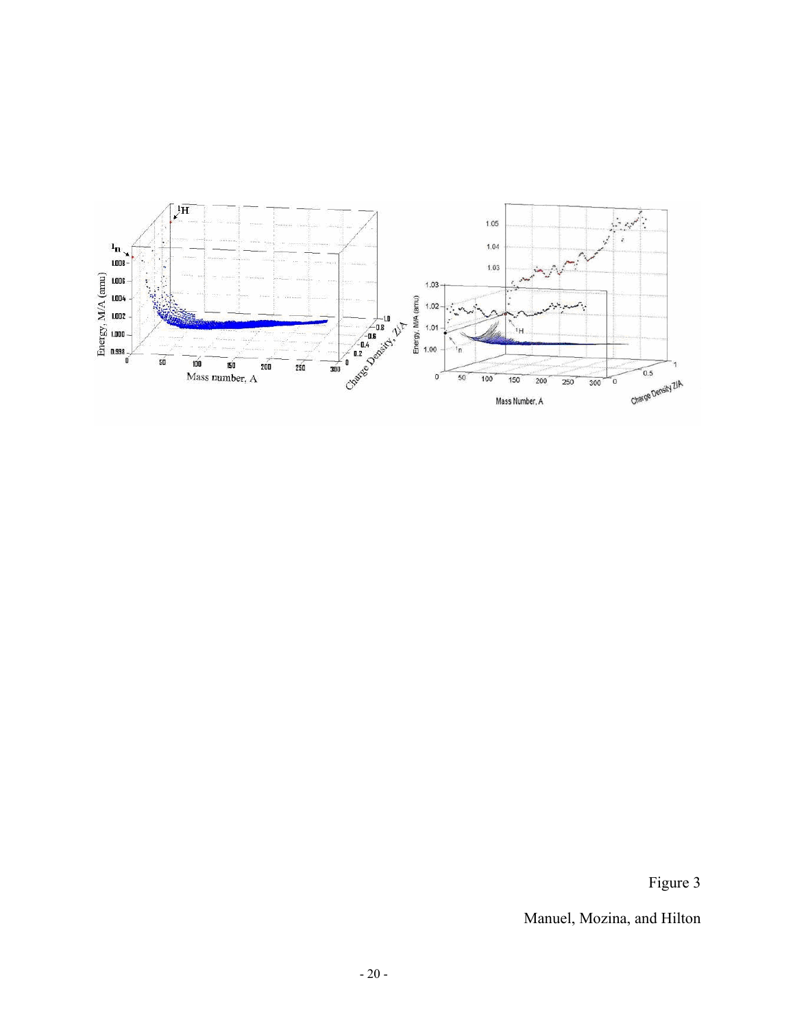Figure 3

Manuel, Mozina, and Hilton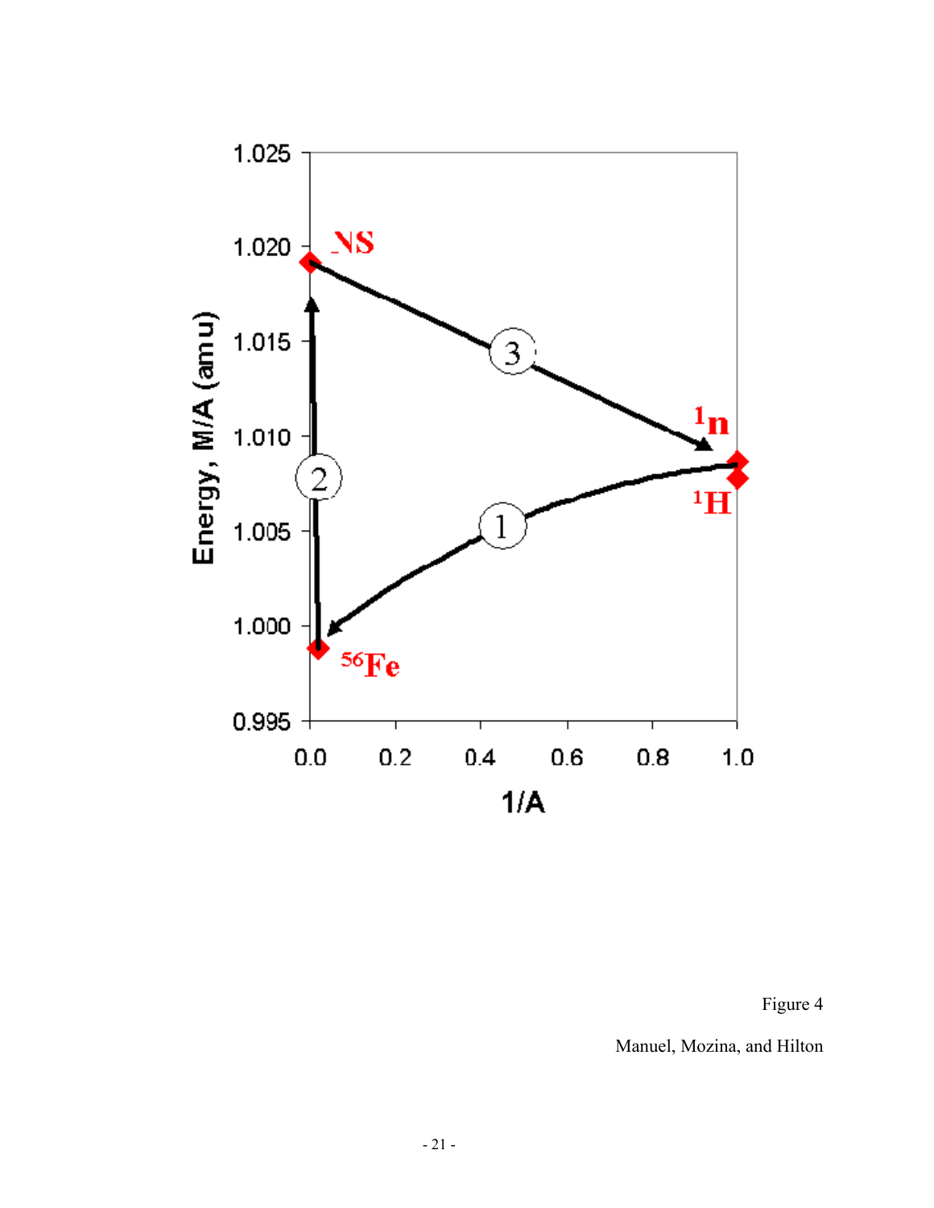1.025

1.020

1.015

1.010

1.005

1.000

0.995

Energy, M/A (amu)

0.0

0.2

0.4

0.6

0.8

1.0

1/A

NS

$^{1}$n

$^{1}$H

$^{56}$Fe

1

2

3

Figure 4

Manuel, Mozina, and Hilton